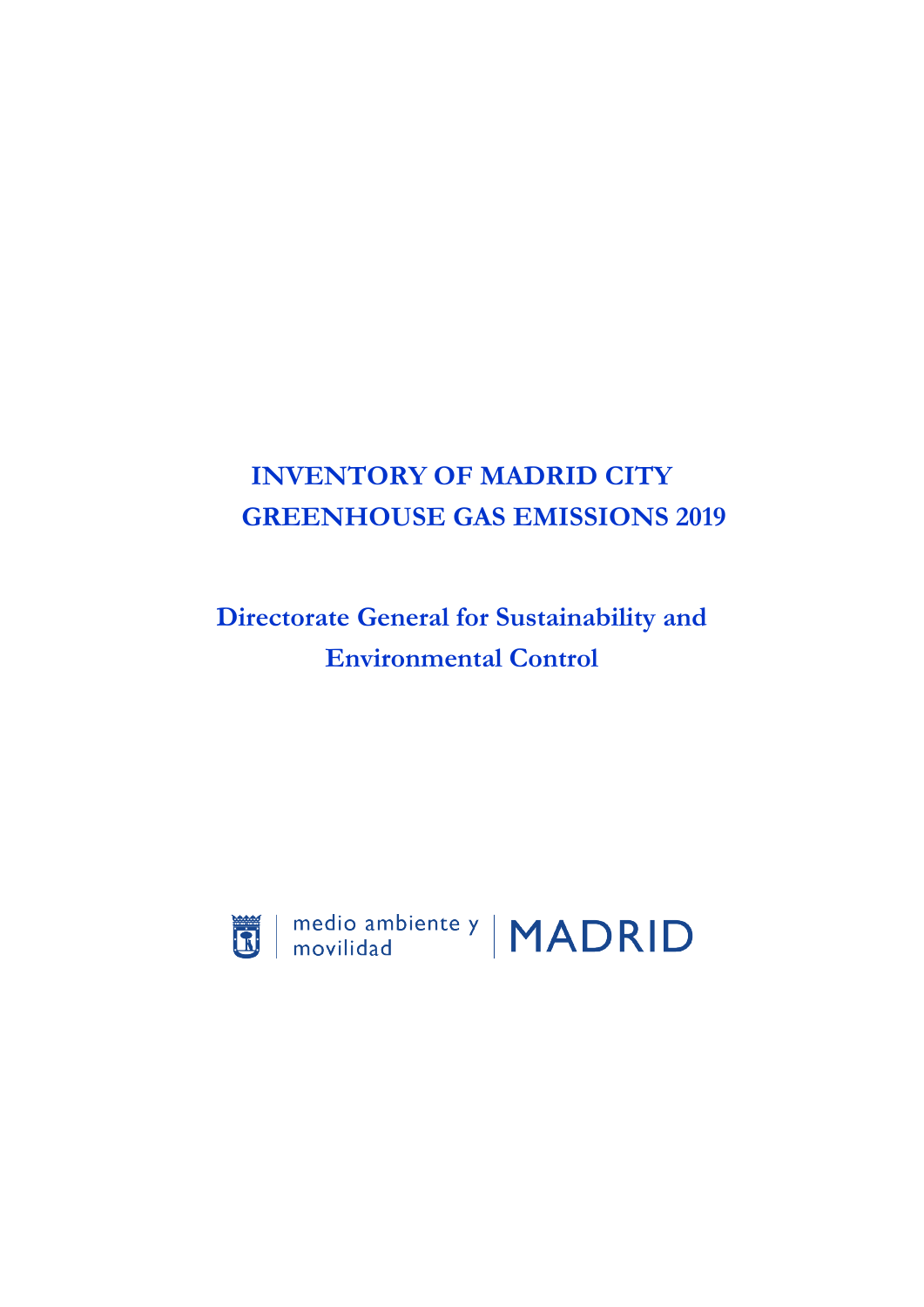# INVENTORY OF MADRID CITY GREENHOUSE GAS EMISSIONS 2019

## Directorate General for Sustainability and Environmental Control

medio ambiente y movilidad | MADRID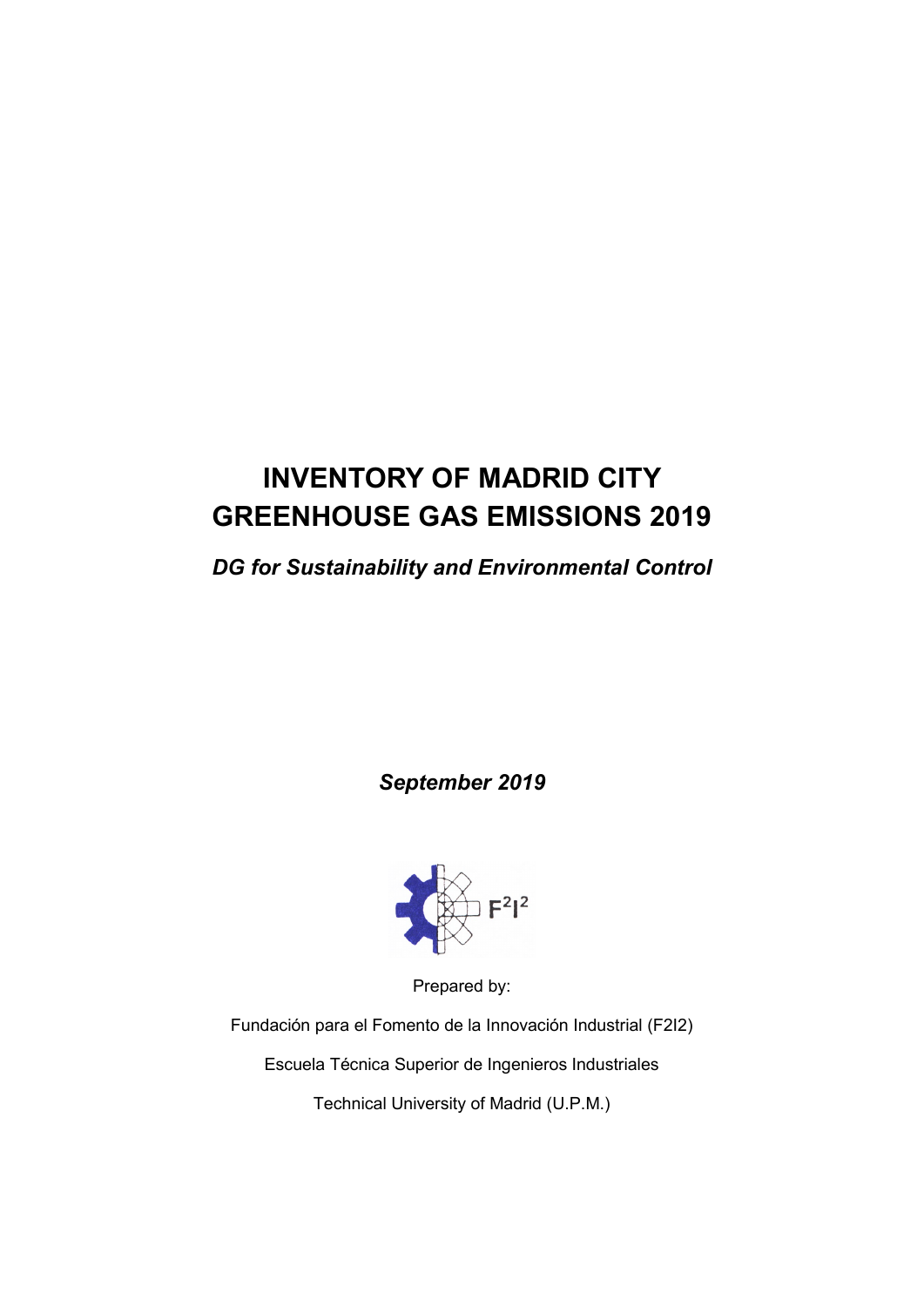# INVENTORY OF MADRID CITY GREENHOUSE GAS EMISSIONS 2019

***DG for Sustainability and Environmental Control***

***September 2019***

F²I²

Prepared by:

Fundación para el Fomento de la Innovación Industrial (F2I2)

Escuela Técnica Superior de Ingenieros Industriales

Technical University of Madrid (U.P.M.)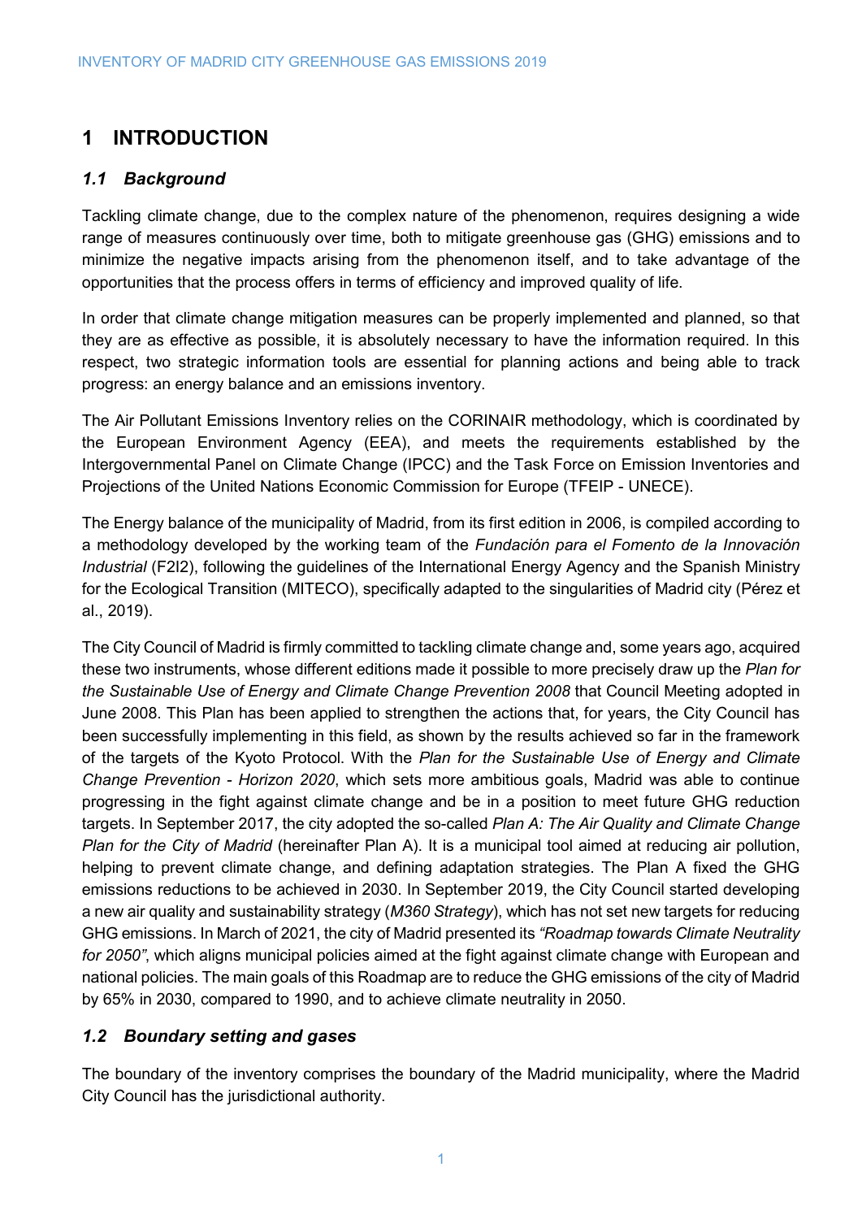# 1 INTRODUCTION

## *1.1 Background*

Tackling climate change, due to the complex nature of the phenomenon, requires designing a wide range of measures continuously over time, both to mitigate greenhouse gas (GHG) emissions and to minimize the negative impacts arising from the phenomenon itself, and to take advantage of the opportunities that the process offers in terms of efficiency and improved quality of life.

In order that climate change mitigation measures can be properly implemented and planned, so that they are as effective as possible, it is absolutely necessary to have the information required. In this respect, two strategic information tools are essential for planning actions and being able to track progress: an energy balance and an emissions inventory.

The Air Pollutant Emissions Inventory relies on the CORINAIR methodology, which is coordinated by the European Environment Agency (EEA), and meets the requirements established by the Intergovernmental Panel on Climate Change (IPCC) and the Task Force on Emission Inventories and Projections of the United Nations Economic Commission for Europe (TFEIP - UNECE).

The Energy balance of the municipality of Madrid, from its first edition in 2006, is compiled according to a methodology developed by the working team of the *Fundación para el Fomento de la Innovación Industrial* (F2I2), following the guidelines of the International Energy Agency and the Spanish Ministry for the Ecological Transition (MITECO), specifically adapted to the singularities of Madrid city (Pérez et al., 2019).

The City Council of Madrid is firmly committed to tackling climate change and, some years ago, acquired these two instruments, whose different editions made it possible to more precisely draw up the *Plan for the Sustainable Use of Energy and Climate Change Prevention 2008* that Council Meeting adopted in June 2008. This Plan has been applied to strengthen the actions that, for years, the City Council has been successfully implementing in this field, as shown by the results achieved so far in the framework of the targets of the Kyoto Protocol. With the *Plan for the Sustainable Use of Energy and Climate Change Prevention - Horizon 2020*, which sets more ambitious goals, Madrid was able to continue progressing in the fight against climate change and be in a position to meet future GHG reduction targets. In September 2017, the city adopted the so-called *Plan A: The Air Quality and Climate Change Plan for the City of Madrid* (hereinafter Plan A). It is a municipal tool aimed at reducing air pollution, helping to prevent climate change, and defining adaptation strategies. The Plan A fixed the GHG emissions reductions to be achieved in 2030. In September 2019, the City Council started developing a new air quality and sustainability strategy (*M360 Strategy*), which has not set new targets for reducing GHG emissions. In March of 2021, the city of Madrid presented its *"Roadmap towards Climate Neutrality for 2050"*, which aligns municipal policies aimed at the fight against climate change with European and national policies. The main goals of this Roadmap are to reduce the GHG emissions of the city of Madrid by 65% in 2030, compared to 1990, and to achieve climate neutrality in 2050.

## *1.2 Boundary setting and gases*

The boundary of the inventory comprises the boundary of the Madrid municipality, where the Madrid City Council has the jurisdictional authority.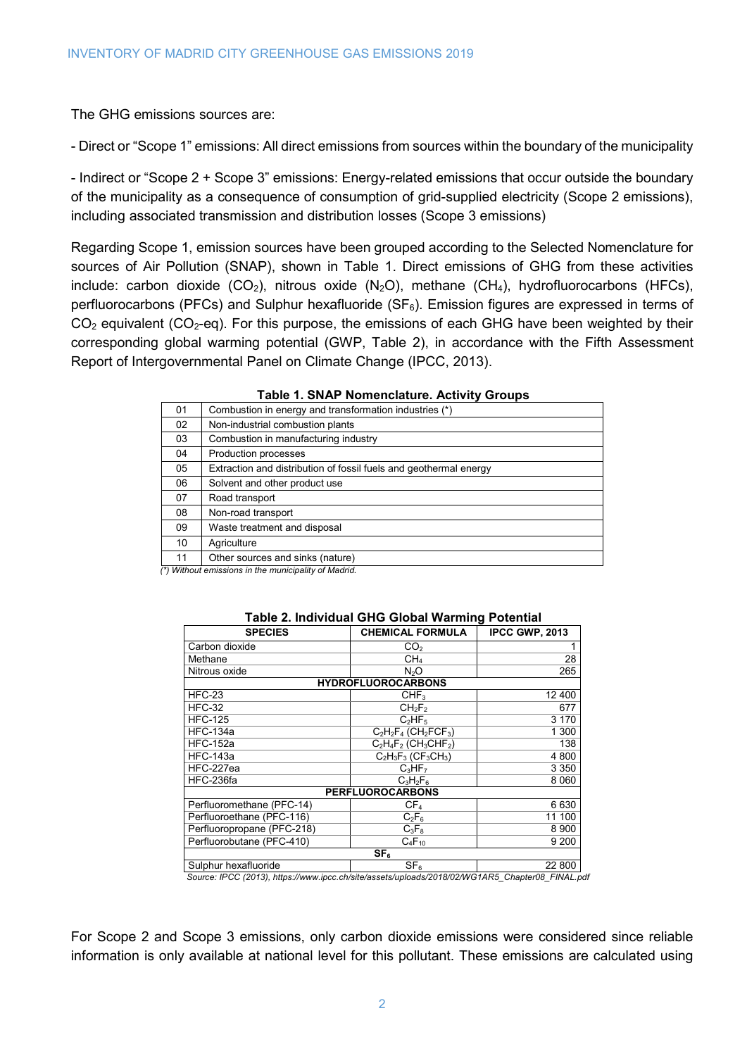The GHG emissions sources are:

- Direct or "Scope 1" emissions: All direct emissions from sources within the boundary of the municipality

- Indirect or "Scope 2 + Scope 3" emissions: Energy-related emissions that occur outside the boundary of the municipality as a consequence of consumption of grid-supplied electricity (Scope 2 emissions), including associated transmission and distribution losses (Scope 3 emissions)

Regarding Scope 1, emission sources have been grouped according to the Selected Nomenclature for sources of Air Pollution (SNAP), shown in Table 1. Direct emissions of GHG from these activities include: carbon dioxide ($CO_2$), nitrous oxide ($N_2O$), methane ($CH_4$), hydrofluorocarbons (HFCs), perfluorocarbons (PFCs) and Sulphur hexafluoride ($SF_6$). Emission figures are expressed in terms of $CO_2$ equivalent ($CO_2$-eq). For this purpose, the emissions of each GHG have been weighted by their corresponding global warming potential (GWP, Table 2), in accordance with the Fifth Assessment Report of Intergovernmental Panel on Climate Change (IPCC, 2013).

**Table 1. SNAP Nomenclature. Activity Groups**

| | |
|---|---|
| 01 | Combustion in energy and transformation industries (*) |
| 02 | Non-industrial combustion plants |
| 03 | Combustion in manufacturing industry |
| 04 | Production processes |
| 05 | Extraction and distribution of fossil fuels and geothermal energy |
| 06 | Solvent and other product use |
| 07 | Road transport |
| 08 | Non-road transport |
| 09 | Waste treatment and disposal |
| 10 | Agriculture |
| 11 | Other sources and sinks (nature) |

*(\*) Without emissions in the municipality of Madrid.*

**Table 2. Individual GHG Global Warming Potential**

| SPECIES | CHEMICAL FORMULA | IPCC GWP, 2013 |
|---|---|---|
| Carbon dioxide | $CO_2$ | 1 |
| Methane | $CH_4$ | 28 |
| Nitrous oxide | $N_2O$ | 265 |
| **HYDROFLUOROCARBONS** | | |
| HFC-23 | $CHF_3$ | 12 400 |
| HFC-32 | $CH_2F_2$ | 677 |
| HFC-125 | $C_2HF_5$ | 3 170 |
| HFC-134a | $C_2H_2F_4$ ($CH_2FCF_3$) | 1 300 |
| HFC-152a | $C_2H_4F_2$ ($CH_3CHF_2$) | 138 |
| HFC-143a | $C_2H_3F_3$ ($CF_3CH_3$) | 4 800 |
| HFC-227ea | $C_3HF_7$ | 3 350 |
| HFC-236fa | $C_3H_2F_6$ | 8 060 |
| **PERFLUOROCARBONS** | | |
| Perfluoromethane (PFC-14) | $CF_4$ | 6 630 |
| Perfluoroethane (PFC-116) | $C_2F_6$ | 11 100 |
| Perfluoropropane (PFC-218) | $C_3F_8$ | 8 900 |
| Perfluorobutane (PFC-410) | $C_4F_{10}$ | 9 200 |
| **$SF_6$** | | |
| Sulphur hexafluoride | $SF_6$ | 22 800 |

*Source: IPCC (2013), https://www.ipcc.ch/site/assets/uploads/2018/02/WG1AR5_Chapter08_FINAL.pdf*

For Scope 2 and Scope 3 emissions, only carbon dioxide emissions were considered since reliable information is only available at national level for this pollutant. These emissions are calculated using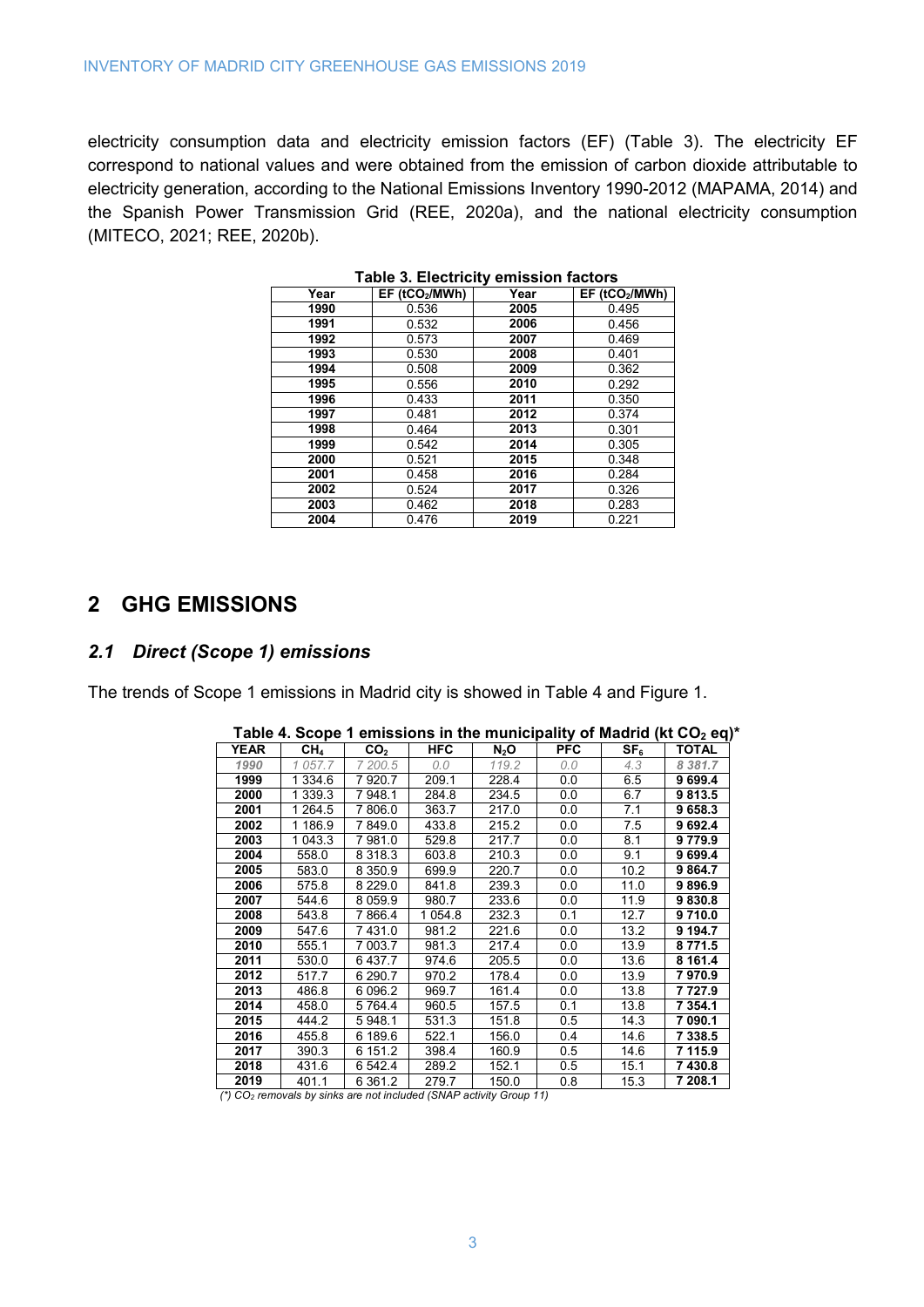electricity consumption data and electricity emission factors (EF) (Table 3). The electricity EF correspond to national values and were obtained from the emission of carbon dioxide attributable to electricity generation, according to the National Emissions Inventory 1990-2012 (MAPAMA, 2014) and the Spanish Power Transmission Grid (REE, 2020a), and the national electricity consumption (MITECO, 2021; REE, 2020b).

**Table 3. Electricity emission factors**

| Year | EF ($tCO_2/MWh$) | Year | EF ($tCO_2/MWh$) |
|---|---|---|---|
| **1990** | 0.536 | **2005** | 0.495 |
| **1991** | 0.532 | **2006** | 0.456 |
| **1992** | 0.573 | **2007** | 0.469 |
| **1993** | 0.530 | **2008** | 0.401 |
| **1994** | 0.508 | **2009** | 0.362 |
| **1995** | 0.556 | **2010** | 0.292 |
| **1996** | 0.433 | **2011** | 0.350 |
| **1997** | 0.481 | **2012** | 0.374 |
| **1998** | 0.464 | **2013** | 0.301 |
| **1999** | 0.542 | **2014** | 0.305 |
| **2000** | 0.521 | **2015** | 0.348 |
| **2001** | 0.458 | **2016** | 0.284 |
| **2002** | 0.524 | **2017** | 0.326 |
| **2003** | 0.462 | **2018** | 0.283 |
| **2004** | 0.476 | **2019** | 0.221 |

# 2 GHG EMISSIONS

## *2.1 Direct (Scope 1) emissions*

The trends of Scope 1 emissions in Madrid city is showed in Table 4 and Figure 1.

**Table 4. Scope 1 emissions in the municipality of Madrid (kt $CO_2$ eq)***

| YEAR | $CH_4$ | $CO_2$ | HFC | $N_2O$ | PFC | $SF_6$ | TOTAL |
|---|---|---|---|---|---|---|---|
| *1990* | *1 057.7* | *7 200.5* | *0.0* | *119.2* | *0.0* | *4.3* | ***8 381.7*** |
| **1999** | 1 334.6 | 7 920.7 | 209.1 | 228.4 | 0.0 | 6.5 | **9 699.4** |
| **2000** | 1 339.3 | 7 948.1 | 284.8 | 234.5 | 0.0 | 6.7 | **9 813.5** |
| **2001** | 1 264.5 | 7 806.0 | 363.7 | 217.0 | 0.0 | 7.1 | **9 658.3** |
| **2002** | 1 186.9 | 7 849.0 | 433.8 | 215.2 | 0.0 | 7.5 | **9 692.4** |
| **2003** | 1 043.3 | 7 981.0 | 529.8 | 217.7 | 0.0 | 8.1 | **9 779.9** |
| **2004** | 558.0 | 8 318.3 | 603.8 | 210.3 | 0.0 | 9.1 | **9 699.4** |
| **2005** | 583.0 | 8 350.9 | 699.9 | 220.7 | 0.0 | 10.2 | **9 864.7** |
| **2006** | 575.8 | 8 229.0 | 841.8 | 239.3 | 0.0 | 11.0 | **9 896.9** |
| **2007** | 544.6 | 8 059.9 | 980.7 | 233.6 | 0.0 | 11.9 | **9 830.8** |
| **2008** | 543.8 | 7 866.4 | 1 054.8 | 232.3 | 0.1 | 12.7 | **9 710.0** |
| **2009** | 547.6 | 7 431.0 | 981.2 | 221.6 | 0.0 | 13.2 | **9 194.7** |
| **2010** | 555.1 | 7 003.7 | 981.3 | 217.4 | 0.0 | 13.9 | **8 771.5** |
| **2011** | 530.0 | 6 437.7 | 974.6 | 205.5 | 0.0 | 13.6 | **8 161.4** |
| **2012** | 517.7 | 6 290.7 | 970.2 | 178.4 | 0.0 | 13.9 | **7 970.9** |
| **2013** | 486.8 | 6 096.2 | 969.7 | 161.4 | 0.0 | 13.8 | **7 727.9** |
| **2014** | 458.0 | 5 764.4 | 960.5 | 157.5 | 0.1 | 13.8 | **7 354.1** |
| **2015** | 444.2 | 5 948.1 | 531.3 | 151.8 | 0.5 | 14.3 | **7 090.1** |
| **2016** | 455.8 | 6 189.6 | 522.1 | 156.0 | 0.4 | 14.6 | **7 338.5** |
| **2017** | 390.3 | 6 151.2 | 398.4 | 160.9 | 0.5 | 14.6 | **7 115.9** |
| **2018** | 431.6 | 6 542.4 | 289.2 | 152.1 | 0.5 | 15.1 | **7 430.8** |
| **2019** | 401.1 | 6 361.2 | 279.7 | 150.0 | 0.8 | 15.3 | **7 208.1** |

*(*) $CO_2$ removals by sinks are not included (SNAP activity Group 11)*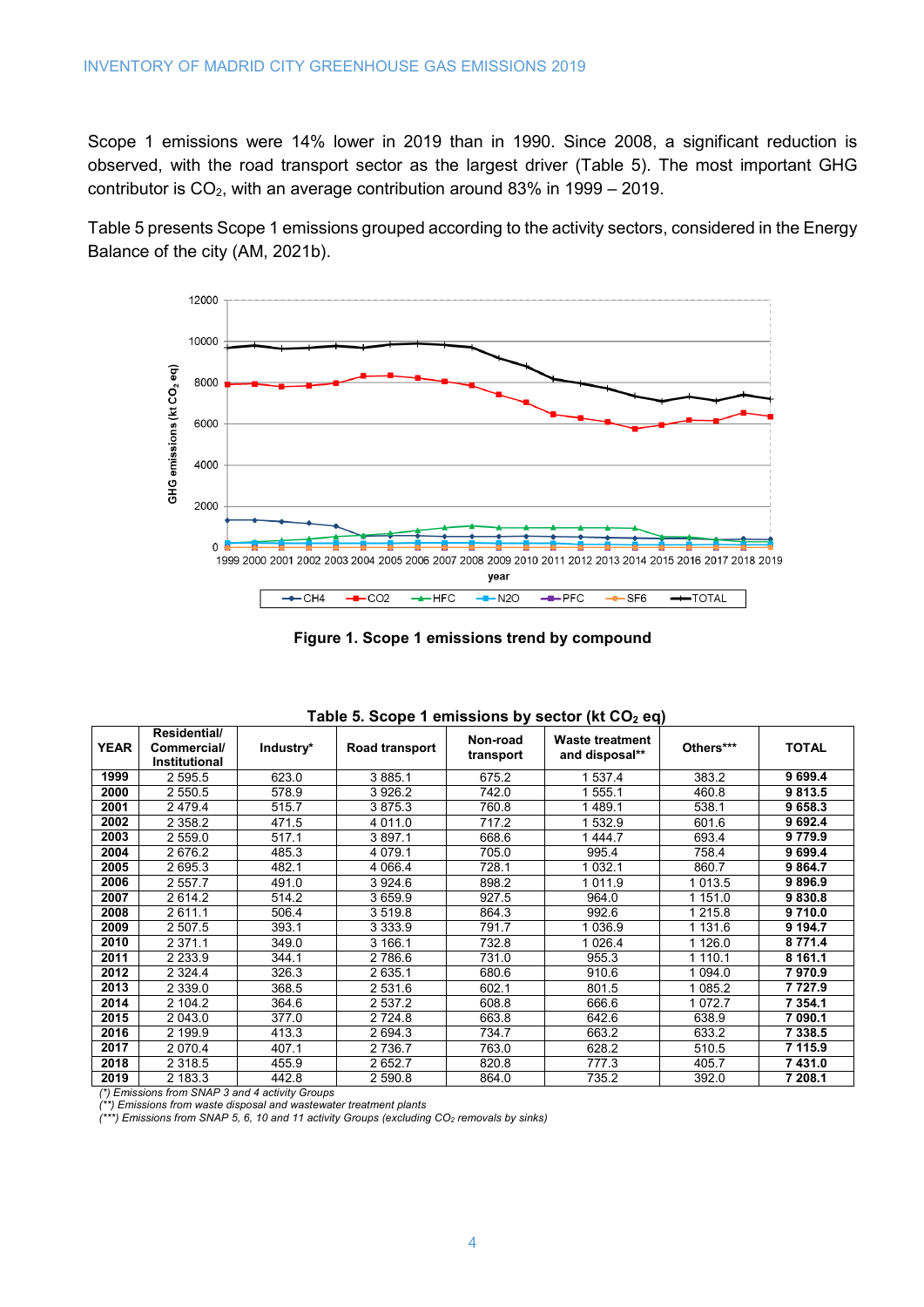Scope 1 emissions were 14% lower in 2019 than in 1990. Since 2008, a significant reduction is observed, with the road transport sector as the largest driver (Table 5). The most important GHG contributor is $CO_2$, with an average contribution around 83% in 1999 – 2019.

Table 5 presents Scope 1 emissions grouped according to the activity sectors, considered in the Energy Balance of the city (AM, 2021b).

**Figure 1. Scope 1 emissions trend by compound**

**Table 5. Scope 1 emissions by sector (kt $CO_2$ eq)**

| YEAR | Residential/ Commercial/ Institutional | Industry* | Road transport | Non-road transport | Waste treatment and disposal** | Others*** | TOTAL |
|---|---|---|---|---|---|---|---|
| **1999** | 2 595.5 | 623.0 | 3 885.1 | 675.2 | 1 537.4 | 383.2 | **9 699.4** |
| **2000** | 2 550.5 | 578.9 | 3 926.2 | 742.0 | 1 555.1 | 460.8 | **9 813.5** |
| **2001** | 2 479.4 | 515.7 | 3 875.3 | 760.8 | 1 489.1 | 538.1 | **9 658.3** |
| **2002** | 2 358.2 | 471.5 | 4 011.0 | 717.2 | 1 532.9 | 601.6 | **9 692.4** |
| **2003** | 2 559.0 | 517.1 | 3 897.1 | 668.6 | 1 444.7 | 693.4 | **9 779.9** |
| **2004** | 2 676.2 | 485.3 | 4 079.1 | 705.0 | 995.4 | 758.4 | **9 699.4** |
| **2005** | 2 695.3 | 482.1 | 4 066.4 | 728.1 | 1 032.1 | 860.7 | **9 864.7** |
| **2006** | 2 557.7 | 491.0 | 3 924.6 | 898.2 | 1 011.9 | 1 013.5 | **9 896.9** |
| **2007** | 2 614.2 | 514.2 | 3 659.9 | 927.5 | 964.0 | 1 151.0 | **9 830.8** |
| **2008** | 2 611.1 | 506.4 | 3 519.8 | 864.3 | 992.6 | 1 215.8 | **9 710.0** |
| **2009** | 2 507.5 | 393.1 | 3 333.9 | 791.7 | 1 036.9 | 1 131.6 | **9 194.7** |
| **2010** | 2 371.1 | 349.0 | 3 166.1 | 732.8 | 1 026.4 | 1 126.0 | **8 771.4** |
| **2011** | 2 233.9 | 344.1 | 2 786.6 | 731.0 | 955.3 | 1 110.1 | **8 161.1** |
| **2012** | 2 324.4 | 326.3 | 2 635.1 | 680.6 | 910.6 | 1 094.0 | **7 970.9** |
| **2013** | 2 339.0 | 368.5 | 2 531.6 | 602.1 | 801.5 | 1 085.2 | **7 727.9** |
| **2014** | 2 104.2 | 364.6 | 2 537.2 | 608.8 | 666.6 | 1 072.7 | **7 354.1** |
| **2015** | 2 043.0 | 377.0 | 2 724.8 | 663.8 | 642.6 | 638.9 | **7 090.1** |
| **2016** | 2 199.9 | 413.3 | 2 694.3 | 734.7 | 663.2 | 633.2 | **7 338.5** |
| **2017** | 2 070.4 | 407.1 | 2 736.7 | 763.0 | 628.2 | 510.5 | **7 115.9** |
| **2018** | 2 318.5 | 455.9 | 2 652.7 | 820.8 | 777.3 | 405.7 | **7 431.0** |
| **2019** | 2 183.3 | 442.8 | 2 590.8 | 864.0 | 735.2 | 392.0 | **7 208.1** |

*(\*) Emissions from SNAP 3 and 4 activity Groups*
*(\*\*) Emissions from waste disposal and wastewater treatment plants*
*(\*\*\*) Emissions from SNAP 5, 6, 10 and 11 activity Groups (excluding $CO_2$ removals by sinks)*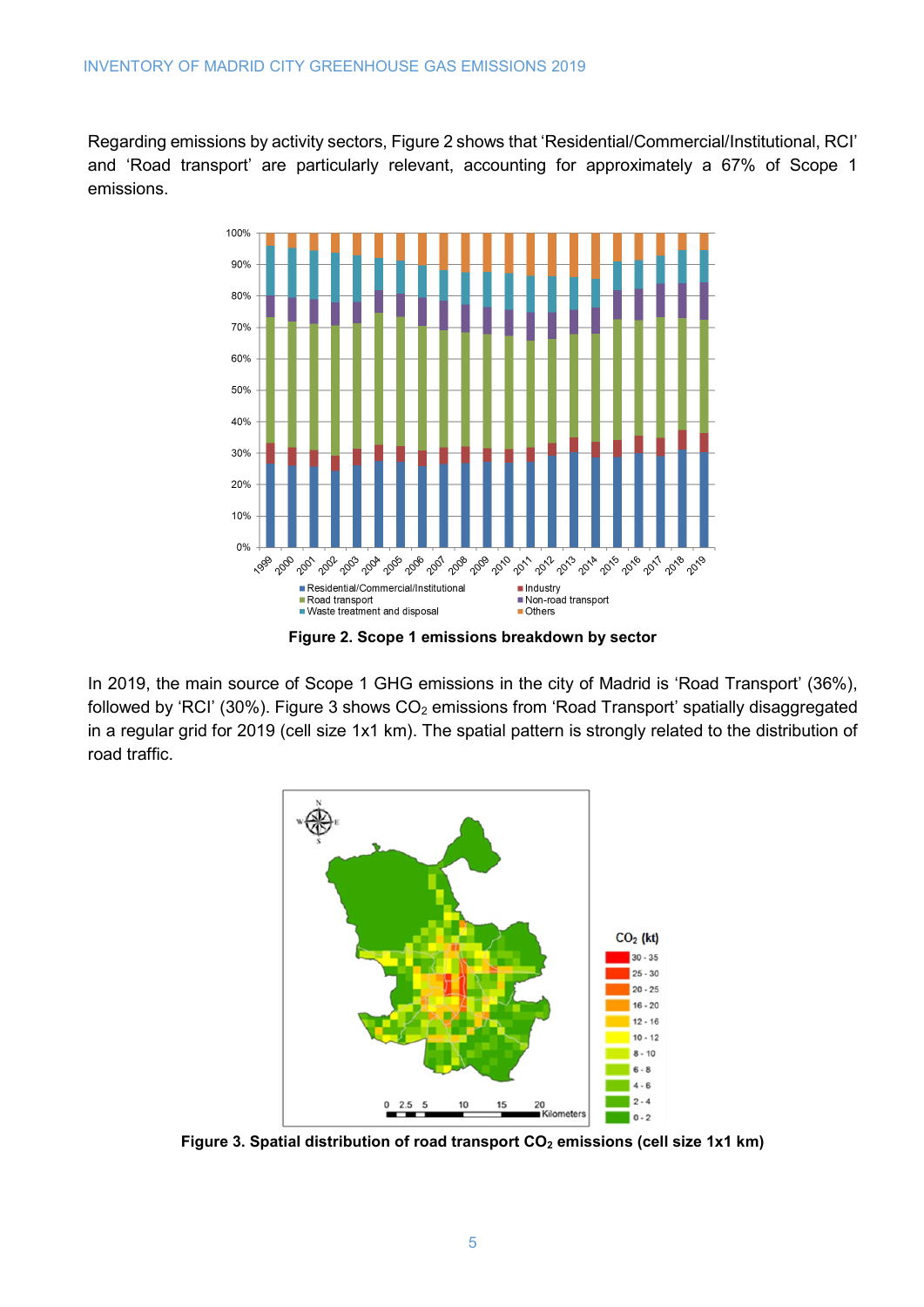Regarding emissions by activity sectors, Figure 2 shows that 'Residential/Commercial/Institutional, RCI' and 'Road transport' are particularly relevant, accounting for approximately a 67% of Scope 1 emissions.

**Figure 2. Scope 1 emissions breakdown by sector**

In 2019, the main source of Scope 1 GHG emissions in the city of Madrid is 'Road Transport' (36%), followed by 'RCI' (30%). Figure 3 shows $CO_2$ emissions from 'Road Transport' spatially disaggregated in a regular grid for 2019 (cell size 1x1 km). The spatial pattern is strongly related to the distribution of road traffic.

**Figure 3. Spatial distribution of road transport $CO_2$ emissions (cell size 1x1 km)**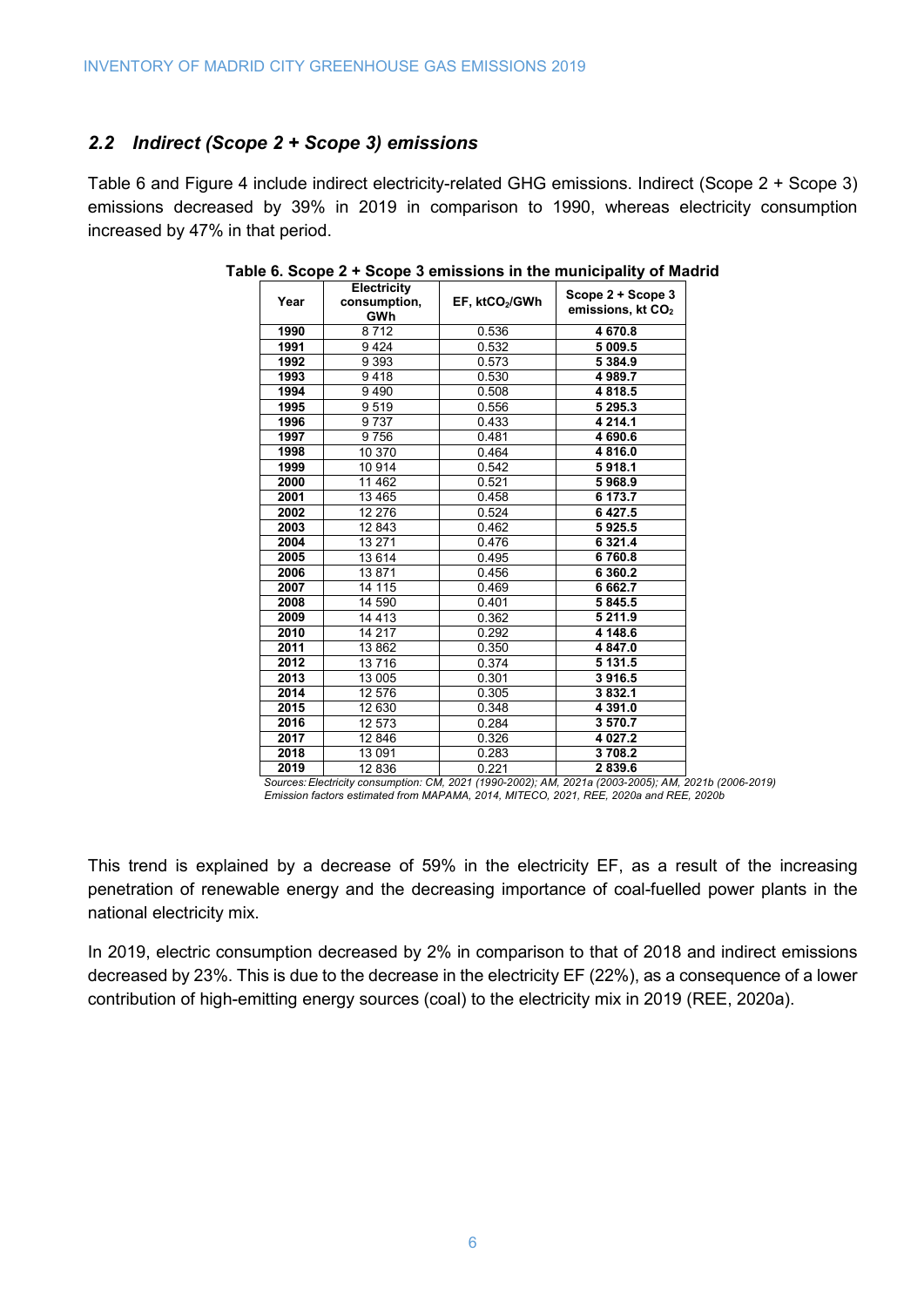## 2.2 *Indirect (Scope 2 + Scope 3) emissions*

Table 6 and Figure 4 include indirect electricity-related GHG emissions. Indirect (Scope 2 + Scope 3) emissions decreased by 39% in 2019 in comparison to 1990, whereas electricity consumption increased by 47% in that period.

**Table 6. Scope 2 + Scope 3 emissions in the municipality of Madrid**

| Year | Electricity consumption, GWh | EF, $ktCO_2/GWh$ | Scope 2 + Scope 3 emissions, kt $CO_2$ |
|---|---|---|---|
| **1990** | 8 712 | 0.536 | **4 670.8** |
| **1991** | 9 424 | 0.532 | **5 009.5** |
| **1992** | 9 393 | 0.573 | **5 384.9** |
| **1993** | 9 418 | 0.530 | **4 989.7** |
| **1994** | 9 490 | 0.508 | **4 818.5** |
| **1995** | 9 519 | 0.556 | **5 295.3** |
| **1996** | 9 737 | 0.433 | **4 214.1** |
| **1997** | 9 756 | 0.481 | **4 690.6** |
| **1998** | 10 370 | 0.464 | **4 816.0** |
| **1999** | 10 914 | 0.542 | **5 918.1** |
| **2000** | 11 462 | 0.521 | **5 968.9** |
| **2001** | 13 465 | 0.458 | **6 173.7** |
| **2002** | 12 276 | 0.524 | **6 427.5** |
| **2003** | 12 843 | 0.462 | **5 925.5** |
| **2004** | 13 271 | 0.476 | **6 321.4** |
| **2005** | 13 614 | 0.495 | **6 760.8** |
| **2006** | 13 871 | 0.456 | **6 360.2** |
| **2007** | 14 115 | 0.469 | **6 662.7** |
| **2008** | 14 590 | 0.401 | **5 845.5** |
| **2009** | 14 413 | 0.362 | **5 211.9** |
| **2010** | 14 217 | 0.292 | **4 148.6** |
| **2011** | 13 862 | 0.350 | **4 847.0** |
| **2012** | 13 716 | 0.374 | **5 131.5** |
| **2013** | 13 005 | 0.301 | **3 916.5** |
| **2014** | 12 576 | 0.305 | **3 832.1** |
| **2015** | 12 630 | 0.348 | **4 391.0** |
| **2016** | 12 573 | 0.284 | **3 570.7** |
| **2017** | 12 846 | 0.326 | **4 027.2** |
| **2018** | 13 091 | 0.283 | **3 708.2** |
| **2019** | 12 836 | 0.221 | **2 839.6** |

*Sources: Electricity consumption: CM, 2021 (1990-2002); AM, 2021a (2003-2005); AM, 2021b (2006-2019)*
*Emission factors estimated from MAPAMA, 2014, MITECO, 2021, REE, 2020a and REE, 2020b*

This trend is explained by a decrease of 59% in the electricity EF, as a result of the increasing penetration of renewable energy and the decreasing importance of coal-fuelled power plants in the national electricity mix.

In 2019, electric consumption decreased by 2% in comparison to that of 2018 and indirect emissions decreased by 23%. This is due to the decrease in the electricity EF (22%), as a consequence of a lower contribution of high-emitting energy sources (coal) to the electricity mix in 2019 (REE, 2020a).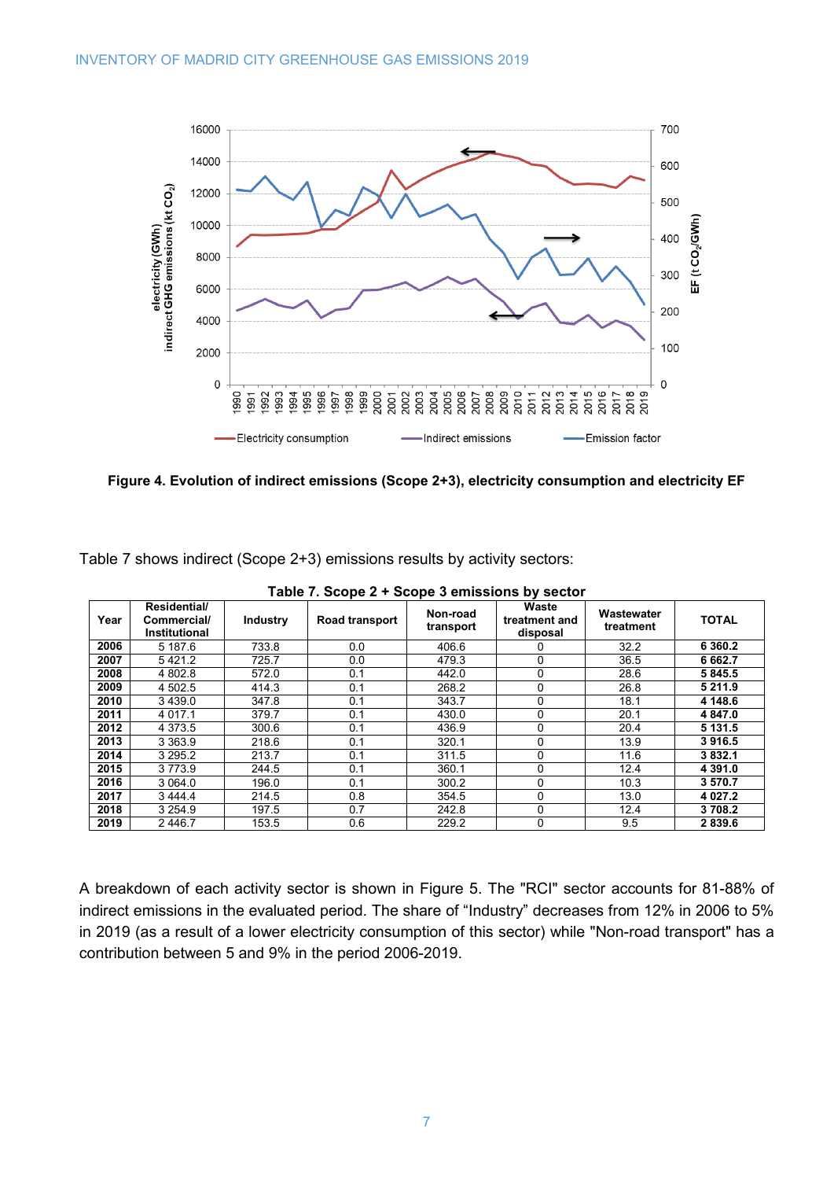Figure 4. Evolution of indirect emissions (Scope 2+3), electricity consumption and electricity EF

Table 7 shows indirect (Scope 2+3) emissions results by activity sectors:

**Table 7. Scope 2 + Scope 3 emissions by sector**

| Year | Residential/ Commercial/ Institutional | Industry | Road transport | Non-road transport | Waste treatment and disposal | Wastewater treatment | TOTAL |
|---|---|---|---|---|---|---|---|
| **2006** | 5 187.6 | 733.8 | 0.0 | 406.6 | 0 | 32.2 | **6 360.2** |
| **2007** | 5 421.2 | 725.7 | 0.0 | 479.3 | 0 | 36.5 | **6 662.7** |
| **2008** | 4 802.8 | 572.0 | 0.1 | 442.0 | 0 | 28.6 | **5 845.5** |
| **2009** | 4 502.5 | 414.3 | 0.1 | 268.2 | 0 | 26.8 | **5 211.9** |
| **2010** | 3 439.0 | 347.8 | 0.1 | 343.7 | 0 | 18.1 | **4 148.6** |
| **2011** | 4 017.1 | 379.7 | 0.1 | 430.0 | 0 | 20.1 | **4 847.0** |
| **2012** | 4 373.5 | 300.6 | 0.1 | 436.9 | 0 | 20.4 | **5 131.5** |
| **2013** | 3 363.9 | 218.6 | 0.1 | 320.1 | 0 | 13.9 | **3 916.5** |
| **2014** | 3 295.2 | 213.7 | 0.1 | 311.5 | 0 | 11.6 | **3 832.1** |
| **2015** | 3 773.9 | 244.5 | 0.1 | 360.1 | 0 | 12.4 | **4 391.0** |
| **2016** | 3 064.0 | 196.0 | 0.1 | 300.2 | 0 | 10.3 | **3 570.7** |
| **2017** | 3 444.4 | 214.5 | 0.8 | 354.5 | 0 | 13.0 | **4 027.2** |
| **2018** | 3 254.9 | 197.5 | 0.7 | 242.8 | 0 | 12.4 | **3 708.2** |
| **2019** | 2 446.7 | 153.5 | 0.6 | 229.2 | 0 | 9.5 | **2 839.6** |

A breakdown of each activity sector is shown in Figure 5. The "RCI" sector accounts for 81-88% of indirect emissions in the evaluated period. The share of "Industry" decreases from 12% in 2006 to 5% in 2019 (as a result of a lower electricity consumption of this sector) while "Non-road transport" has a contribution between 5 and 9% in the period 2006-2019.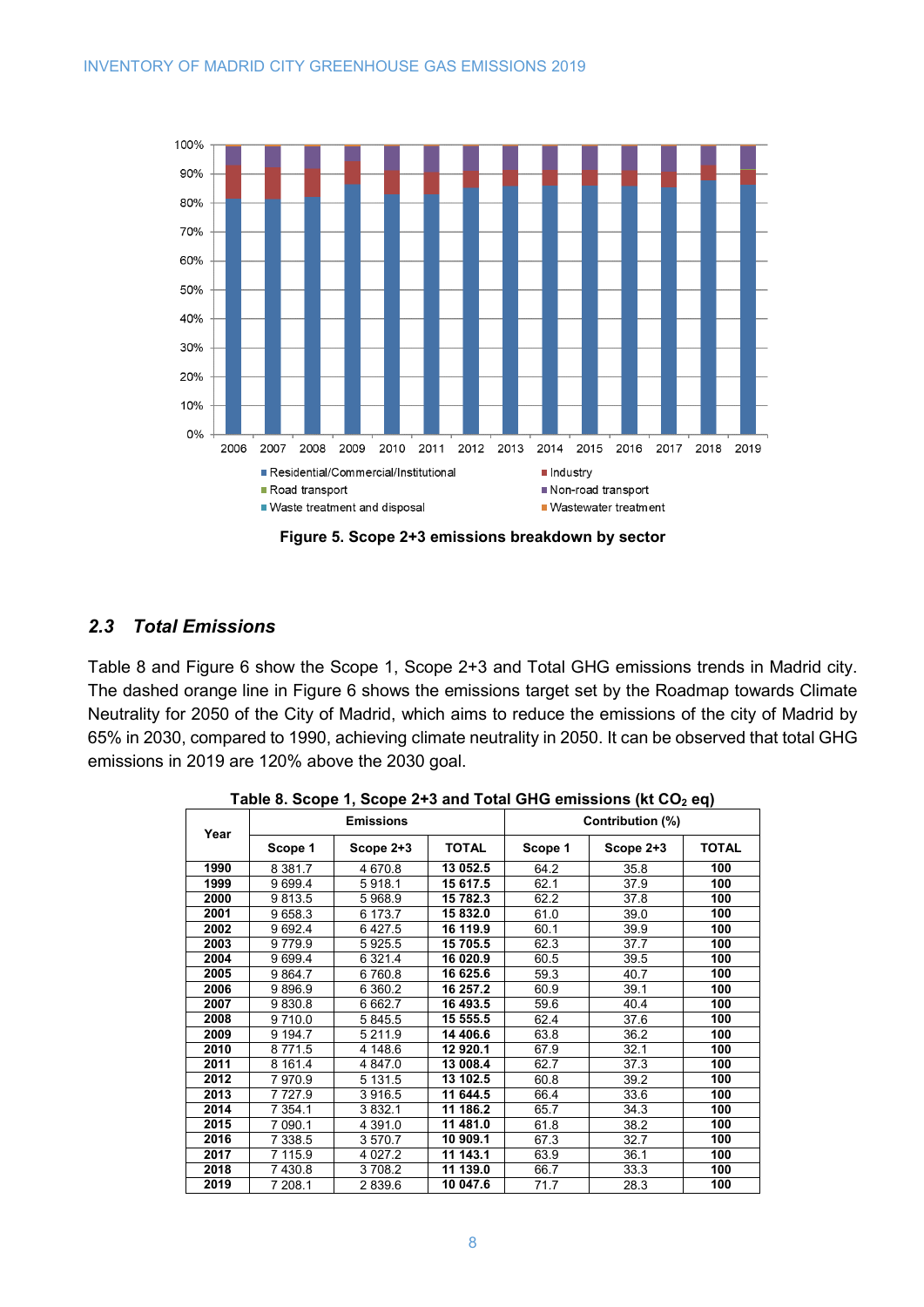Figure 5. Scope 2+3 emissions breakdown by sector

## 2.3 *Total Emissions*

Table 8 and Figure 6 show the Scope 1, Scope 2+3 and Total GHG emissions trends in Madrid city. The dashed orange line in Figure 6 shows the emissions target set by the Roadmap towards Climate Neutrality for 2050 of the City of Madrid, which aims to reduce the emissions of the city of Madrid by 65% in 2030, compared to 1990, achieving climate neutrality in 2050. It can be observed that total GHG emissions in 2019 are 120% above the 2030 goal.

**Table 8. Scope 1, Scope 2+3 and Total GHG emissions (kt $CO_2$ eq)**

| Year | Emissions | | | Contribution (%) | | |
|---|---|---|---|---|---|---|
| | Scope 1 | Scope 2+3 | TOTAL | Scope 1 | Scope 2+3 | TOTAL |
| **1990** | 8 381.7 | 4 670.8 | **13 052.5** | 64.2 | 35.8 | **100** |
| **1999** | 9 699.4 | 5 918.1 | **15 617.5** | 62.1 | 37.9 | **100** |
| **2000** | 9 813.5 | 5 968.9 | **15 782.3** | 62.2 | 37.8 | **100** |
| **2001** | 9 658.3 | 6 173.7 | **15 832.0** | 61.0 | 39.0 | **100** |
| **2002** | 9 692.4 | 6 427.5 | **16 119.9** | 60.1 | 39.9 | **100** |
| **2003** | 9 779.9 | 5 925.5 | **15 705.5** | 62.3 | 37.7 | **100** |
| **2004** | 9 699.4 | 6 321.4 | **16 020.9** | 60.5 | 39.5 | **100** |
| **2005** | 9 864.7 | 6 760.8 | **16 625.6** | 59.3 | 40.7 | **100** |
| **2006** | 9 896.9 | 6 360.2 | **16 257.2** | 60.9 | 39.1 | **100** |
| **2007** | 9 830.8 | 6 662.7 | **16 493.5** | 59.6 | 40.4 | **100** |
| **2008** | 9 710.0 | 5 845.5 | **15 555.5** | 62.4 | 37.6 | **100** |
| **2009** | 9 194.7 | 5 211.9 | **14 406.6** | 63.8 | 36.2 | **100** |
| **2010** | 8 771.5 | 4 148.6 | **12 920.1** | 67.9 | 32.1 | **100** |
| **2011** | 8 161.4 | 4 847.0 | **13 008.4** | 62.7 | 37.3 | **100** |
| **2012** | 7 970.9 | 5 131.5 | **13 102.5** | 60.8 | 39.2 | **100** |
| **2013** | 7 727.9 | 3 916.5 | **11 644.5** | 66.4 | 33.6 | **100** |
| **2014** | 7 354.1 | 3 832.1 | **11 186.2** | 65.7 | 34.3 | **100** |
| **2015** | 7 090.1 | 4 391.0 | **11 481.0** | 61.8 | 38.2 | **100** |
| **2016** | 7 338.5 | 3 570.7 | **10 909.1** | 67.3 | 32.7 | **100** |
| **2017** | 7 115.9 | 4 027.2 | **11 143.1** | 63.9 | 36.1 | **100** |
| **2018** | 7 430.8 | 3 708.2 | **11 139.0** | 66.7 | 33.3 | **100** |
| **2019** | 7 208.1 | 2 839.6 | **10 047.6** | 71.7 | 28.3 | **100** |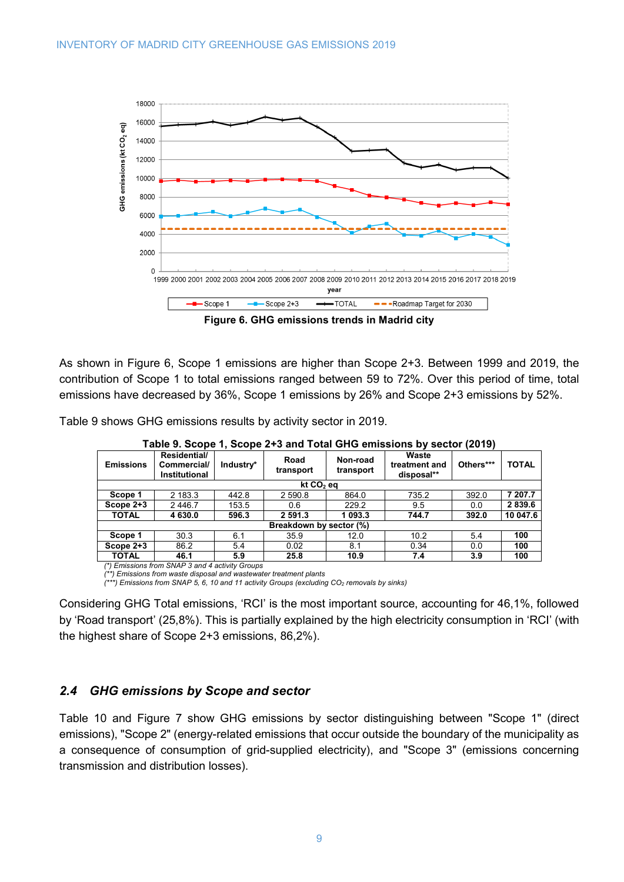Figure 6. GHG emissions trends in Madrid city

As shown in Figure 6, Scope 1 emissions are higher than Scope 2+3. Between 1999 and 2019, the contribution of Scope 1 to total emissions ranged between 59 to 72%. Over this period of time, total emissions have decreased by 36%, Scope 1 emissions by 26% and Scope 2+3 emissions by 52%.

Table 9 shows GHG emissions results by activity sector in 2019.

**Table 9. Scope 1, Scope 2+3 and Total GHG emissions by sector (2019)**

| Emissions | Residential/ Commercial/ Institutional | Industry* | Road transport | Non-road transport | Waste treatment and disposal** | Others*** | TOTAL |
|---|---|---|---|---|---|---|---|
| | | | | kt $CO_2$ eq | | | |
| **Scope 1** | 2 183.3 | 442.8 | 2 590.8 | 864.0 | 735.2 | 392.0 | **7 207.7** |
| **Scope 2+3** | 2 446.7 | 153.5 | 0.6 | 229.2 | 9.5 | 0.0 | **2 839.6** |
| **TOTAL** | **4 630.0** | **596.3** | **2 591.3** | **1 093.3** | **744.7** | **392.0** | **10 047.6** |
| | | | | Breakdown by sector (%) | | | |
| **Scope 1** | 30.3 | 6.1 | 35.9 | 12.0 | 10.2 | 5.4 | **100** |
| **Scope 2+3** | 86.2 | 5.4 | 0.02 | 8.1 | 0.34 | 0.0 | **100** |
| **TOTAL** | **46.1** | **5.9** | **25.8** | **10.9** | **7.4** | **3.9** | **100** |

*(\*) Emissions from SNAP 3 and 4 activity Groups*
*(\*\*) Emissions from waste disposal and wastewater treatment plants*
*(\*\*\*) Emissions from SNAP 5, 6, 10 and 11 activity Groups (excluding $CO_2$ removals by sinks)*

Considering GHG Total emissions, 'RCI' is the most important source, accounting for 46,1%, followed by 'Road transport' (25,8%). This is partially explained by the high electricity consumption in 'RCI' (with the highest share of Scope 2+3 emissions, 86,2%).

## *2.4 GHG emissions by Scope and sector*

Table 10 and Figure 7 show GHG emissions by sector distinguishing between "Scope 1" (direct emissions), "Scope 2" (energy-related emissions that occur outside the boundary of the municipality as a consequence of consumption of grid-supplied electricity), and "Scope 3" (emissions concerning transmission and distribution losses).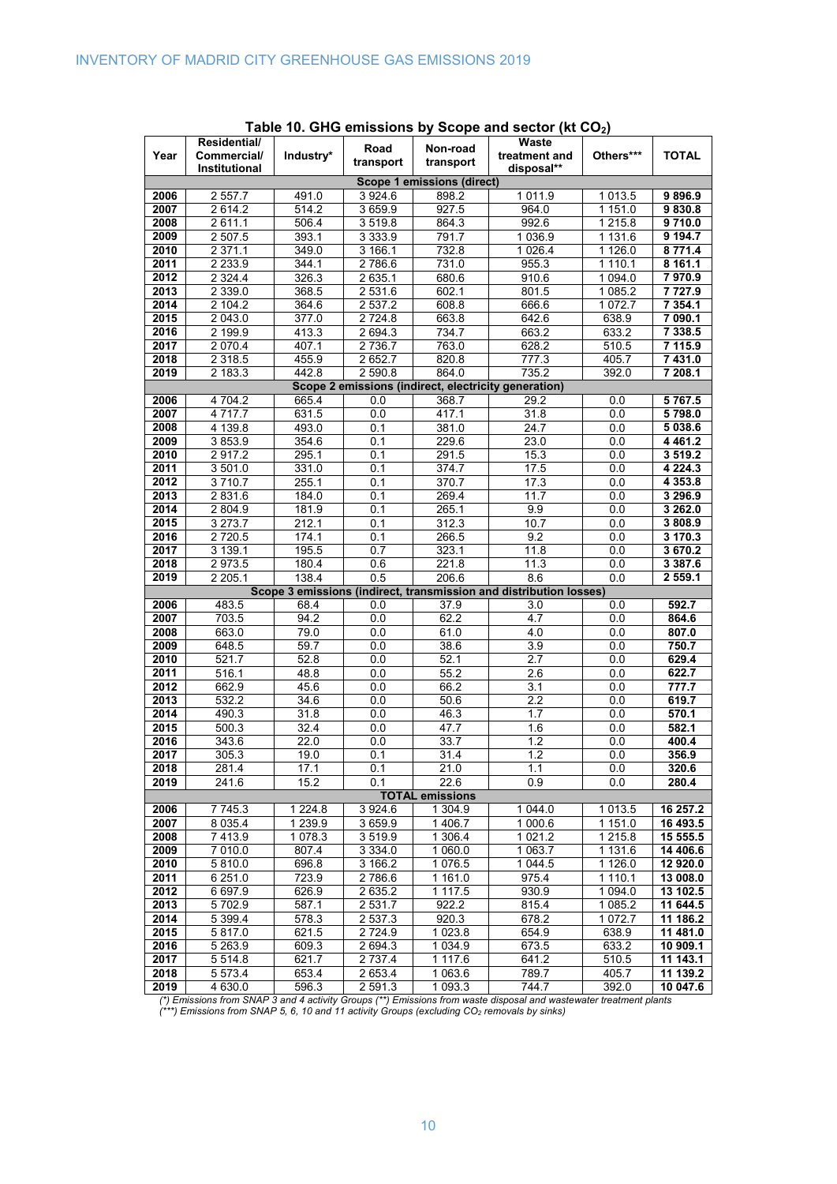**Table 10. GHG emissions by Scope and sector (kt $CO_2$)**

| Year | Residential/ Commercial/ Institutional | Industry* | Road transport | Non-road transport | Waste treatment and disposal** | Others*** | TOTAL |
|---|---|---|---|---|---|---|---|
| **Scope 1 emissions (direct)** | | | | | | | |
| **2006** | 2 557.7 | 491.0 | 3 924.6 | 898.2 | 1 011.9 | 1 013.5 | **9 896.9** |
| **2007** | 2 614.2 | 514.2 | 3 659.9 | 927.5 | 964.0 | 1 151.0 | **9 830.8** |
| **2008** | 2 611.1 | 506.4 | 3 519.8 | 864.3 | 992.6 | 1 215.8 | **9 710.0** |
| **2009** | 2 507.5 | 393.1 | 3 333.9 | 791.7 | 1 036.9 | 1 131.6 | **9 194.7** |
| **2010** | 2 371.1 | 349.0 | 3 166.1 | 732.8 | 1 026.4 | 1 126.0 | **8 771.4** |
| **2011** | 2 233.9 | 344.1 | 2 786.6 | 731.0 | 955.3 | 1 110.1 | **8 161.1** |
| **2012** | 2 324.4 | 326.3 | 2 635.1 | 680.6 | 910.6 | 1 094.0 | **7 970.9** |
| **2013** | 2 339.0 | 368.5 | 2 531.6 | 602.1 | 801.5 | 1 085.2 | **7 727.9** |
| **2014** | 2 104.2 | 364.6 | 2 537.2 | 608.8 | 666.6 | 1 072.7 | **7 354.1** |
| **2015** | 2 043.0 | 377.0 | 2 724.8 | 663.8 | 642.6 | 638.9 | **7 090.1** |
| **2016** | 2 199.9 | 413.3 | 2 694.3 | 734.7 | 663.2 | 633.2 | **7 338.5** |
| **2017** | 2 070.4 | 407.1 | 2 736.7 | 763.0 | 628.2 | 510.5 | **7 115.9** |
| **2018** | 2 318.5 | 455.9 | 2 652.7 | 820.8 | 777.3 | 405.7 | **7 431.0** |
| **2019** | 2 183.3 | 442.8 | 2 590.8 | 864.0 | 735.2 | 392.0 | **7 208.1** |
| **Scope 2 emissions (indirect, electricity generation)** | | | | | | | |
| **2006** | 4 704.2 | 665.4 | 0.0 | 368.7 | 29.2 | 0.0 | **5 767.5** |
| **2007** | 4 717.7 | 631.5 | 0.0 | 417.1 | 31.8 | 0.0 | **5 798.0** |
| **2008** | 4 139.8 | 493.0 | 0.1 | 381.0 | 24.7 | 0.0 | **5 038.6** |
| **2009** | 3 853.9 | 354.6 | 0.1 | 229.6 | 23.0 | 0.0 | **4 461.2** |
| **2010** | 2 917.2 | 295.1 | 0.1 | 291.5 | 15.3 | 0.0 | **3 519.2** |
| **2011** | 3 501.0 | 331.0 | 0.1 | 374.7 | 17.5 | 0.0 | **4 224.3** |
| **2012** | 3 710.7 | 255.1 | 0.1 | 370.7 | 17.3 | 0.0 | **4 353.8** |
| **2013** | 2 831.6 | 184.0 | 0.1 | 269.4 | 11.7 | 0.0 | **3 296.9** |
| **2014** | 2 804.9 | 181.9 | 0.1 | 265.1 | 9.9 | 0.0 | **3 262.0** |
| **2015** | 3 273.7 | 212.1 | 0.1 | 312.3 | 10.7 | 0.0 | **3 808.9** |
| **2016** | 2 720.5 | 174.1 | 0.1 | 266.5 | 9.2 | 0.0 | **3 170.3** |
| **2017** | 3 139.1 | 195.5 | 0.7 | 323.1 | 11.8 | 0.0 | **3 670.2** |
| **2018** | 2 973.5 | 180.4 | 0.6 | 221.8 | 11.3 | 0.0 | **3 387.6** |
| **2019** | 2 205.1 | 138.4 | 0.5 | 206.6 | 8.6 | 0.0 | **2 559.1** |
| **Scope 3 emissions (indirect, transmission and distribution losses)** | | | | | | | |
| **2006** | 483.5 | 68.4 | 0.0 | 37.9 | 3.0 | 0.0 | **592.7** |
| **2007** | 703.5 | 94.2 | 0.0 | 62.2 | 4.7 | 0.0 | **864.6** |
| **2008** | 663.0 | 79.0 | 0.0 | 61.0 | 4.0 | 0.0 | **807.0** |
| **2009** | 648.5 | 59.7 | 0.0 | 38.6 | 3.9 | 0.0 | **750.7** |
| **2010** | 521.7 | 52.8 | 0.0 | 52.1 | 2.7 | 0.0 | **629.4** |
| **2011** | 516.1 | 48.8 | 0.0 | 55.2 | 2.6 | 0.0 | **622.7** |
| **2012** | 662.9 | 45.6 | 0.0 | 66.2 | 3.1 | 0.0 | **777.7** |
| **2013** | 532.2 | 34.6 | 0.0 | 50.6 | 2.2 | 0.0 | **619.7** |
| **2014** | 490.3 | 31.8 | 0.0 | 46.3 | 1.7 | 0.0 | **570.1** |
| **2015** | 500.3 | 32.4 | 0.0 | 47.7 | 1.6 | 0.0 | **582.1** |
| **2016** | 343.6 | 22.0 | 0.0 | 33.7 | 1.2 | 0.0 | **400.4** |
| **2017** | 305.3 | 19.0 | 0.1 | 31.4 | 1.2 | 0.0 | **356.9** |
| **2018** | 281.4 | 17.1 | 0.1 | 21.0 | 1.1 | 0.0 | **320.6** |
| **2019** | 241.6 | 15.2 | 0.1 | 22.6 | 0.9 | 0.0 | **280.4** |
| **TOTAL emissions** | | | | | | | |
| **2006** | 7 745.3 | 1 224.8 | 3 924.6 | 1 304.9 | 1 044.0 | 1 013.5 | **16 257.2** |
| **2007** | 8 035.4 | 1 239.9 | 3 659.9 | 1 406.7 | 1 000.6 | 1 151.0 | **16 493.5** |
| **2008** | 7 413.9 | 1 078.3 | 3 519.9 | 1 306.4 | 1 021.2 | 1 215.8 | **15 555.5** |
| **2009** | 7 010.0 | 807.4 | 3 334.0 | 1 060.0 | 1 063.7 | 1 131.6 | **14 406.6** |
| **2010** | 5 810.0 | 696.8 | 3 166.2 | 1 076.5 | 1 044.5 | 1 126.0 | **12 920.0** |
| **2011** | 6 251.0 | 723.9 | 2 786.6 | 1 161.0 | 975.4 | 1 110.1 | **13 008.0** |
| **2012** | 6 697.9 | 626.9 | 2 635.2 | 1 117.5 | 930.9 | 1 094.0 | **13 102.5** |
| **2013** | 5 702.9 | 587.1 | 2 531.7 | 922.2 | 815.4 | 1 085.2 | **11 644.5** |
| **2014** | 5 399.4 | 578.3 | 2 537.3 | 920.3 | 678.2 | 1 072.7 | **11 186.2** |
| **2015** | 5 817.0 | 621.5 | 2 724.9 | 1 023.8 | 654.9 | 638.9 | **11 481.0** |
| **2016** | 5 263.9 | 609.3 | 2 694.3 | 1 034.9 | 673.5 | 633.2 | **10 909.1** |
| **2017** | 5 514.8 | 621.7 | 2 737.4 | 1 117.6 | 641.2 | 510.5 | **11 143.1** |
| **2018** | 5 573.4 | 653.4 | 2 653.4 | 1 063.6 | 789.7 | 405.7 | **11 139.2** |
| **2019** | 4 630.0 | 596.3 | 2 591.3 | 1 093.3 | 744.7 | 392.0 | **10 047.6** |

*(\*) Emissions from SNAP 3 and 4 activity Groups (\*\*) Emissions from waste disposal and wastewater treatment plants*
*(\*\*\*) Emissions from SNAP 5, 6, 10 and 11 activity Groups (excluding $CO_2$ removals by sinks)*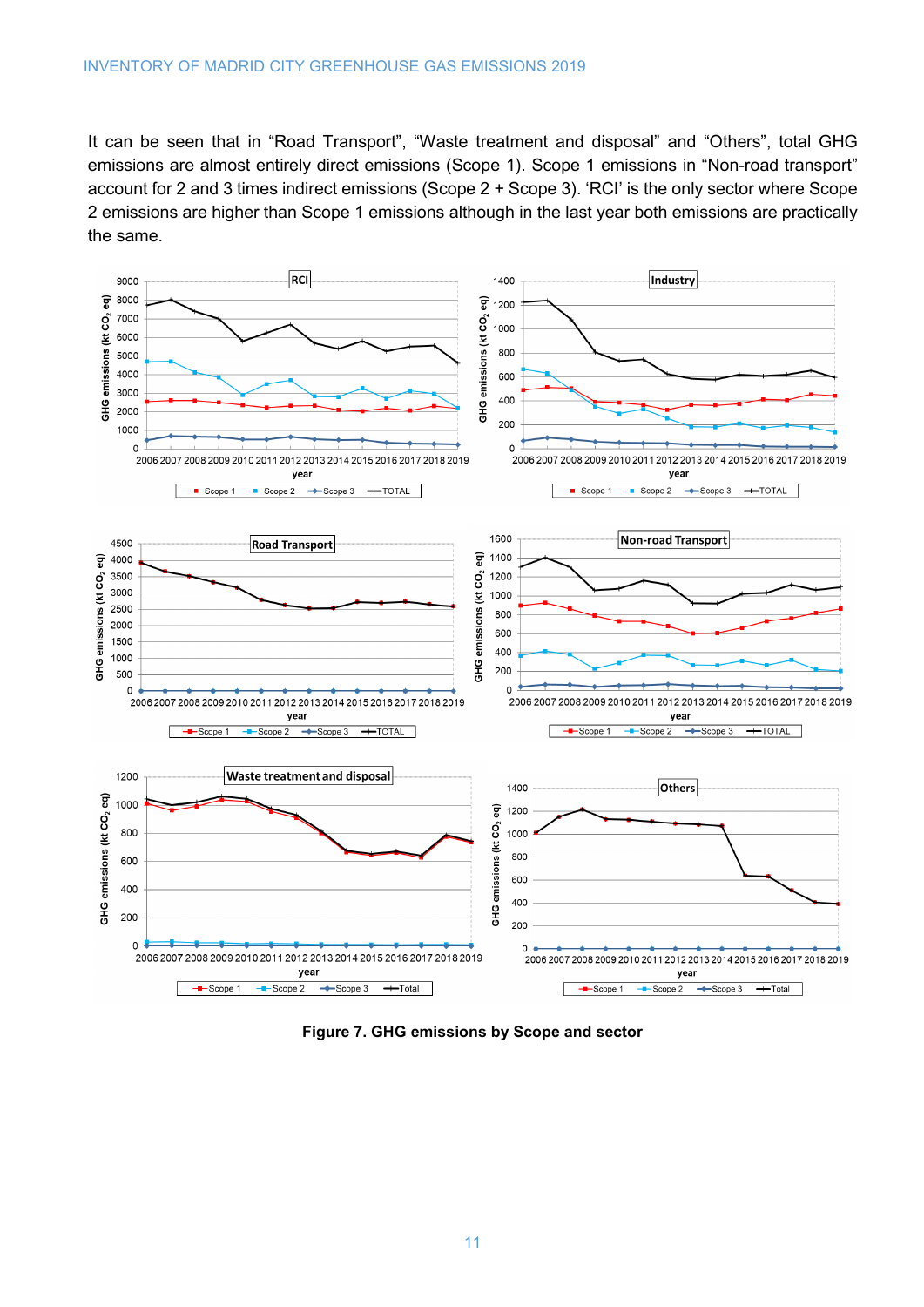It can be seen that in “Road Transport”, “Waste treatment and disposal” and “Others”, total GHG emissions are almost entirely direct emissions (Scope 1). Scope 1 emissions in “Non-road transport” account for 2 and 3 times indirect emissions (Scope 2 + Scope 3). ‘RCI’ is the only sector where Scope 2 emissions are higher than Scope 1 emissions although in the last year both emissions are practically the same.

**Figure 7. GHG emissions by Scope and sector**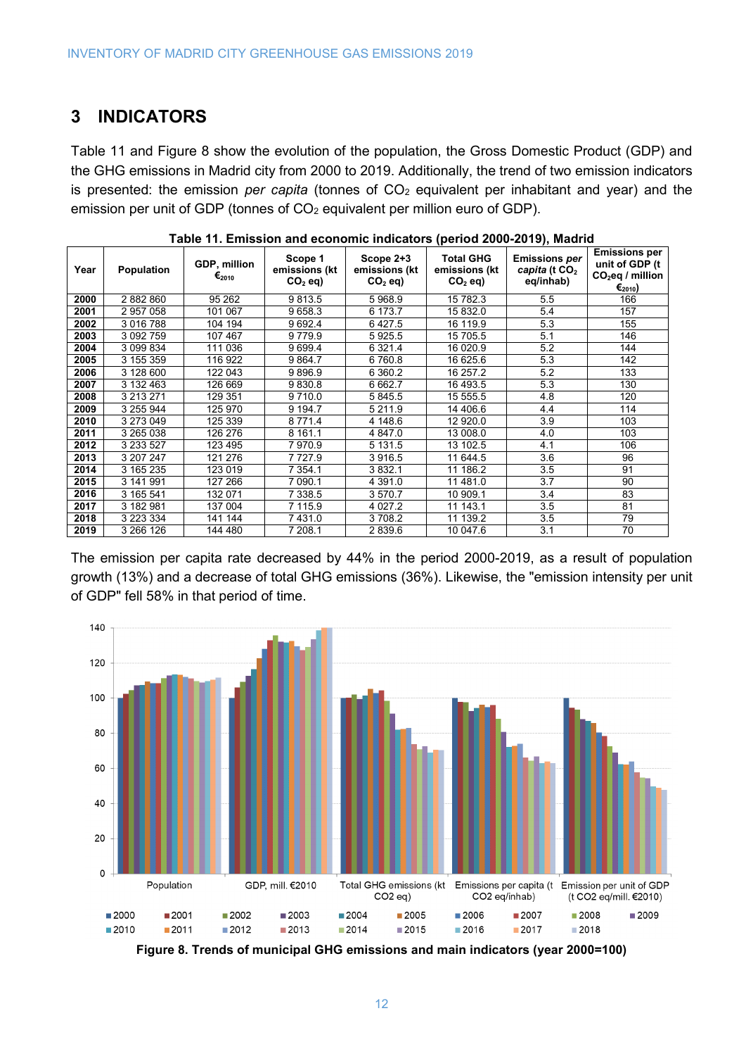## 3 INDICATORS

Table 11 and Figure 8 show the evolution of the population, the Gross Domestic Product (GDP) and the GHG emissions in Madrid city from 2000 to 2019. Additionally, the trend of two emission indicators is presented: the emission *per capita* (tonnes of $CO_2$ equivalent per inhabitant and year) and the emission per unit of GDP (tonnes of $CO_2$ equivalent per million euro of GDP).

**Table 11. Emission and economic indicators (period 2000-2019), Madrid**

| Year | Population | GDP, million €$_{2010}$ | Scope 1 emissions (kt $CO_2$ eq) | Scope 2+3 emissions (kt $CO_2$ eq) | Total GHG emissions (kt $CO_2$ eq) | Emissions *per capita* (t $CO_2$ eq/inhab) | Emissions per unit of GDP (t $CO_2$eq / million €$_{2010}$) |
|---|---|---|---|---|---|---|---|
| **2000** | 2 882 860 | 95 262 | 9 813.5 | 5 968.9 | 15 782.3 | 5.5 | 166 |
| **2001** | 2 957 058 | 101 067 | 9 658.3 | 6 173.7 | 15 832.0 | 5.4 | 157 |
| **2002** | 3 016 788 | 104 194 | 9 692.4 | 6 427.5 | 16 119.9 | 5.3 | 155 |
| **2003** | 3 092 759 | 107 467 | 9 779.9 | 5 925.5 | 15 705.5 | 5.1 | 146 |
| **2004** | 3 099 834 | 111 036 | 9 699.4 | 6 321.4 | 16 020.9 | 5.2 | 144 |
| **2005** | 3 155 359 | 116 922 | 9 864.7 | 6 760.8 | 16 625.6 | 5.3 | 142 |
| **2006** | 3 128 600 | 122 043 | 9 896.9 | 6 360.2 | 16 257.2 | 5.2 | 133 |
| **2007** | 3 132 463 | 126 669 | 9 830.8 | 6 662.7 | 16 493.5 | 5.3 | 130 |
| **2008** | 3 213 271 | 129 351 | 9 710.0 | 5 845.5 | 15 555.5 | 4.8 | 120 |
| **2009** | 3 255 944 | 125 970 | 9 194.7 | 5 211.9 | 14 406.6 | 4.4 | 114 |
| **2010** | 3 273 049 | 125 339 | 8 771.4 | 4 148.6 | 12 920.0 | 3.9 | 103 |
| **2011** | 3 265 038 | 126 276 | 8 161.1 | 4 847.0 | 13 008.0 | 4.0 | 103 |
| **2012** | 3 233 527 | 123 495 | 7 970.9 | 5 131.5 | 13 102.5 | 4.1 | 106 |
| **2013** | 3 207 247 | 121 276 | 7 727.9 | 3 916.5 | 11 644.5 | 3.6 | 96 |
| **2014** | 3 165 235 | 123 019 | 7 354.1 | 3 832.1 | 11 186.2 | 3.5 | 91 |
| **2015** | 3 141 991 | 127 266 | 7 090.1 | 4 391.0 | 11 481.0 | 3.7 | 90 |
| **2016** | 3 165 541 | 132 071 | 7 338.5 | 3 570.7 | 10 909.1 | 3.4 | 83 |
| **2017** | 3 182 981 | 137 004 | 7 115.9 | 4 027.2 | 11 143.1 | 3.5 | 81 |
| **2018** | 3 223 334 | 141 144 | 7 431.0 | 3 708.2 | 11 139.2 | 3.5 | 79 |
| **2019** | 3 266 126 | 144 480 | 7 208.1 | 2 839.6 | 10 047.6 | 3.1 | 70 |

The emission per capita rate decreased by 44% in the period 2000-2019, as a result of population growth (13%) and a decrease of total GHG emissions (36%). Likewise, the "emission intensity per unit of GDP" fell 58% in that period of time.

**Figure 8. Trends of municipal GHG emissions and main indicators (year 2000=100)**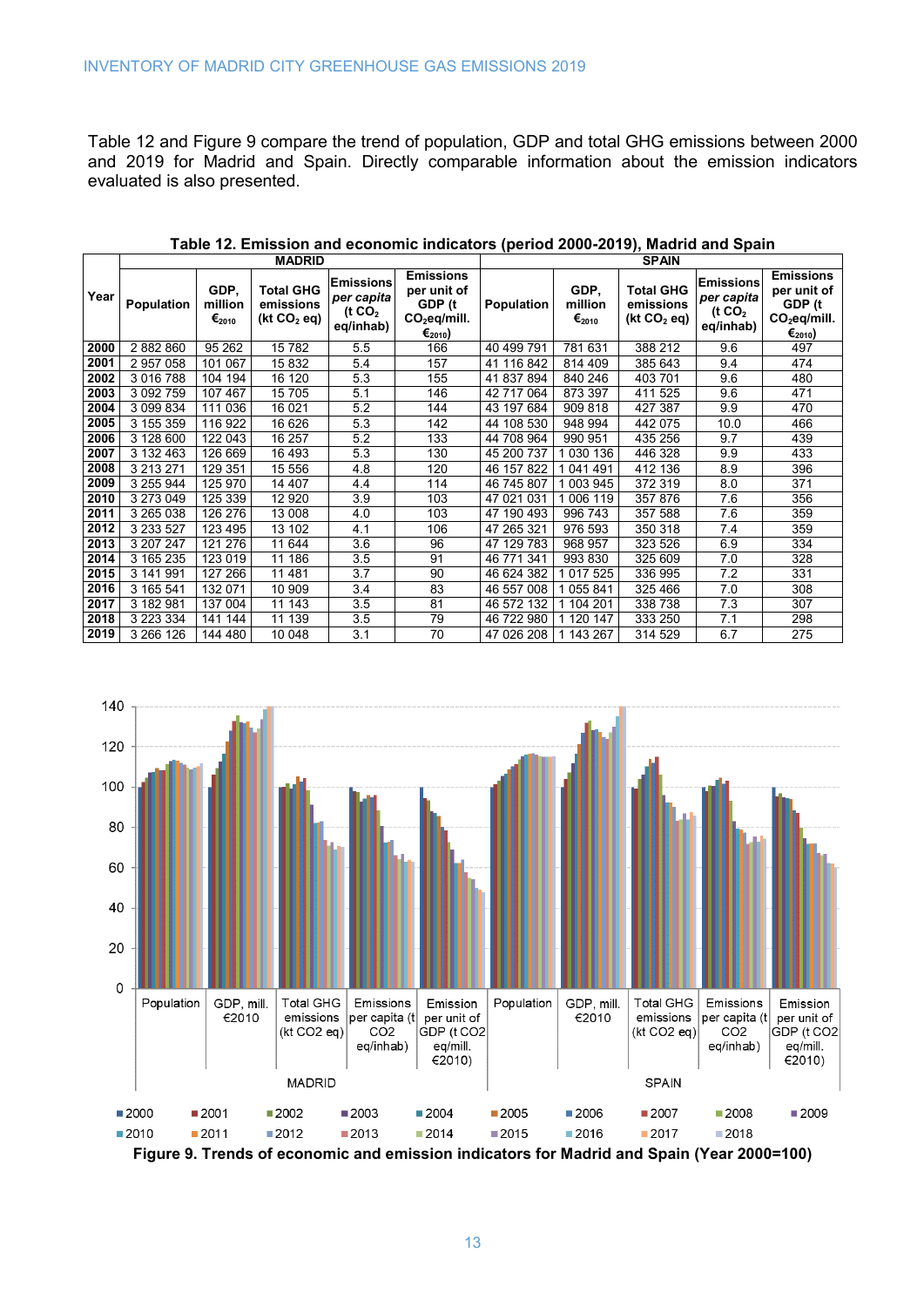Table 12 and Figure 9 compare the trend of population, GDP and total GHG emissions between 2000 and 2019 for Madrid and Spain. Directly comparable information about the emission indicators evaluated is also presented.

**Table 12. Emission and economic indicators (period 2000-2019), Madrid and Spain**

| Year | MADRID | | | | | SPAIN | | | | |
|---|---|---|---|---|---|---|---|---|---|---|
| | Population | GDP, million €$_{2010}$ | Total GHG emissions (kt $CO_2$ eq) | Emissions *per capita* (t $CO_2$ eq/inhab) | Emissions per unit of GDP (t $CO_2$eq/mill. €$_{2010}$) | Population | GDP, million €$_{2010}$ | Total GHG emissions (kt $CO_2$ eq) | Emissions *per capita* (t $CO_2$ eq/inhab) | Emissions per unit of GDP (t $CO_2$eq/mill. €$_{2010}$) |
| 2000 | 2 882 860 | 95 262 | 15 782 | 5.5 | 166 | 40 499 791 | 781 631 | 388 212 | 9.6 | 497 |
| 2001 | 2 957 058 | 101 067 | 15 832 | 5.4 | 157 | 41 116 842 | 814 409 | 385 643 | 9.4 | 474 |
| 2002 | 3 016 788 | 104 194 | 16 120 | 5.3 | 155 | 41 837 894 | 840 246 | 403 701 | 9.6 | 480 |
| 2003 | 3 092 759 | 107 467 | 15 705 | 5.1 | 146 | 42 717 064 | 873 397 | 411 525 | 9.6 | 471 |
| 2004 | 3 099 834 | 111 036 | 16 021 | 5.2 | 144 | 43 197 684 | 909 818 | 427 387 | 9.9 | 470 |
| 2005 | 3 155 359 | 116 922 | 16 626 | 5.3 | 142 | 44 108 530 | 948 994 | 442 075 | 10.0 | 466 |
| 2006 | 3 128 600 | 122 043 | 16 257 | 5.2 | 133 | 44 708 964 | 990 951 | 435 256 | 9.7 | 439 |
| 2007 | 3 132 463 | 126 669 | 16 493 | 5.3 | 130 | 45 200 737 | 1 030 136 | 446 328 | 9.9 | 433 |
| 2008 | 3 213 271 | 129 351 | 15 556 | 4.8 | 120 | 46 157 822 | 1 041 491 | 412 136 | 8.9 | 396 |
| 2009 | 3 255 944 | 125 970 | 14 407 | 4.4 | 114 | 46 745 807 | 1 003 945 | 372 319 | 8.0 | 371 |
| 2010 | 3 273 049 | 125 339 | 12 920 | 3.9 | 103 | 47 021 031 | 1 006 119 | 357 876 | 7.6 | 356 |
| 2011 | 3 265 038 | 126 276 | 13 008 | 4.0 | 103 | 47 190 493 | 996 743 | 357 588 | 7.6 | 359 |
| 2012 | 3 233 527 | 123 495 | 13 102 | 4.1 | 106 | 47 265 321 | 976 593 | 350 318 | 7.4 | 359 |
| 2013 | 3 207 247 | 121 276 | 11 644 | 3.6 | 96 | 47 129 783 | 968 957 | 323 526 | 6.9 | 334 |
| 2014 | 3 165 235 | 123 019 | 11 186 | 3.5 | 91 | 46 771 341 | 993 830 | 325 609 | 7.0 | 328 |
| 2015 | 3 141 991 | 127 266 | 11 481 | 3.7 | 90 | 46 624 382 | 1 017 525 | 336 995 | 7.2 | 331 |
| 2016 | 3 165 541 | 132 071 | 10 909 | 3.4 | 83 | 46 557 008 | 1 055 841 | 325 466 | 7.0 | 308 |
| 2017 | 3 182 981 | 137 004 | 11 143 | 3.5 | 81 | 46 572 132 | 1 104 201 | 338 738 | 7.3 | 307 |
| 2018 | 3 223 334 | 141 144 | 11 139 | 3.5 | 79 | 46 722 980 | 1 120 147 | 333 250 | 7.1 | 298 |
| 2019 | 3 266 126 | 144 480 | 10 048 | 3.1 | 70 | 47 026 208 | 1 143 267 | 314 529 | 6.7 | 275 |

**Figure 9. Trends of economic and emission indicators for Madrid and Spain (Year 2000=100)**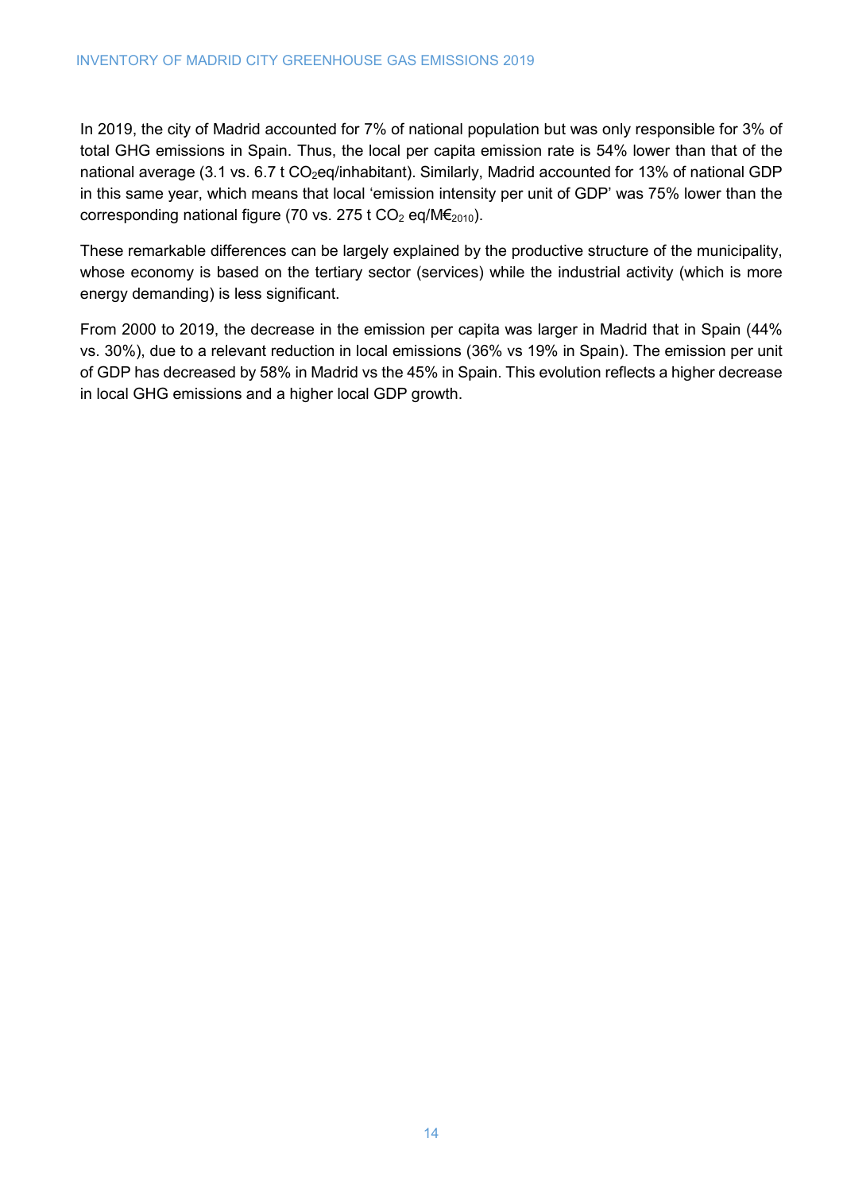In 2019, the city of Madrid accounted for 7% of national population but was only responsible for 3% of total GHG emissions in Spain. Thus, the local per capita emission rate is 54% lower than that of the national average (3.1 vs. 6.7 t $CO_2$eq/inhabitant). Similarly, Madrid accounted for 13% of national GDP in this same year, which means that local 'emission intensity per unit of GDP' was 75% lower than the corresponding national figure (70 vs. 275 t $CO_2$ eq/M€$_{2010}$).

These remarkable differences can be largely explained by the productive structure of the municipality, whose economy is based on the tertiary sector (services) while the industrial activity (which is more energy demanding) is less significant.

From 2000 to 2019, the decrease in the emission per capita was larger in Madrid that in Spain (44% vs. 30%), due to a relevant reduction in local emissions (36% vs 19% in Spain). The emission per unit of GDP has decreased by 58% in Madrid vs the 45% in Spain. This evolution reflects a higher decrease in local GHG emissions and a higher local GDP growth.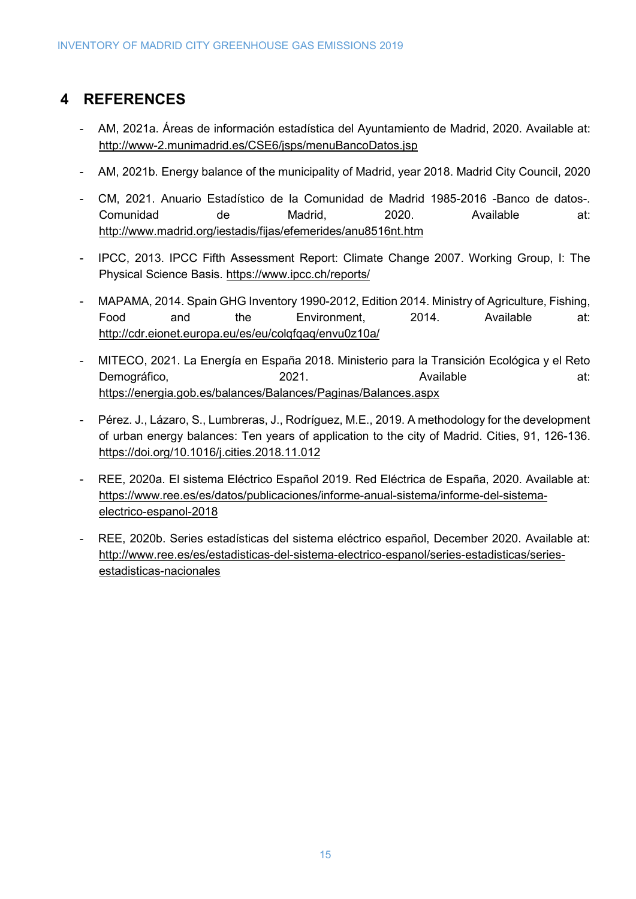# 4 REFERENCES

- AM, 2021a. Áreas de información estadística del Ayuntamiento de Madrid, 2020. Available at: http://www-2.munimadrid.es/CSE6/jsps/menuBancoDatos.jsp
- AM, 2021b. Energy balance of the municipality of Madrid, year 2018. Madrid City Council, 2020
- CM, 2021. Anuario Estadístico de la Comunidad de Madrid 1985-2016 -Banco de datos-. Comunidad de Madrid, 2020. Available at: http://www.madrid.org/iestadis/fijas/efemerides/anu8516nt.htm
- IPCC, 2013. IPCC Fifth Assessment Report: Climate Change 2007. Working Group, I: The Physical Science Basis. https://www.ipcc.ch/reports/
- MAPAMA, 2014. Spain GHG Inventory 1990-2012, Edition 2014. Ministry of Agriculture, Fishing, Food and the Environment, 2014. Available at: http://cdr.eionet.europa.eu/es/eu/colqfqaq/envu0z10a/
- MITECO, 2021. La Energía en España 2018. Ministerio para la Transición Ecológica y el Reto Demográfico, 2021. Available at: https://energia.gob.es/balances/Balances/Paginas/Balances.aspx
- Pérez. J., Lázaro, S., Lumbreras, J., Rodríguez, M.E., 2019. A methodology for the development of urban energy balances: Ten years of application to the city of Madrid. Cities, 91, 126-136. https://doi.org/10.1016/j.cities.2018.11.012
- REE, 2020a. El sistema Eléctrico Español 2019. Red Eléctrica de España, 2020. Available at: https://www.ree.es/es/datos/publicaciones/informe-anual-sistema/informe-del-sistema-electrico-espanol-2018
- REE, 2020b. Series estadísticas del sistema eléctrico español, December 2020. Available at: http://www.ree.es/es/estadisticas-del-sistema-electrico-espanol/series-estadisticas/series-estadisticas-nacionales